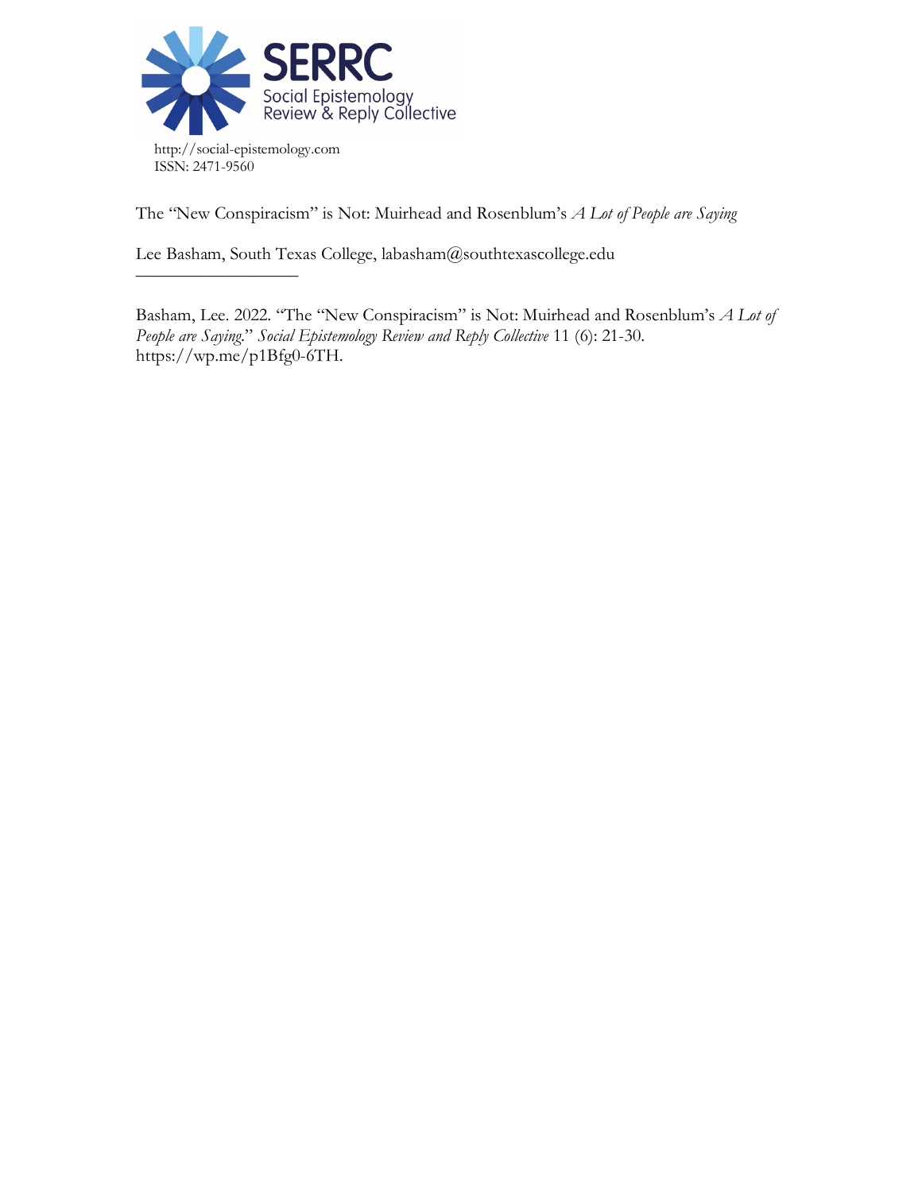SERRC
Social Epistemology
Review & Reply Collective

http://social-epistemology.com
ISSN: 2471-9560

The "New Conspiracism" is Not: Muirhead and Rosenblum's *A Lot of People are Saying*

Lee Basham, South Texas College, labasham@southtexascollege.edu

---

Basham, Lee. 2022. "The "New Conspiracism" is Not: Muirhead and Rosenblum's *A Lot of People are Saying*." *Social Epistemology Review and Reply Collective* 11 (6): 21-30. https://wp.me/p1Bfg0-6TH.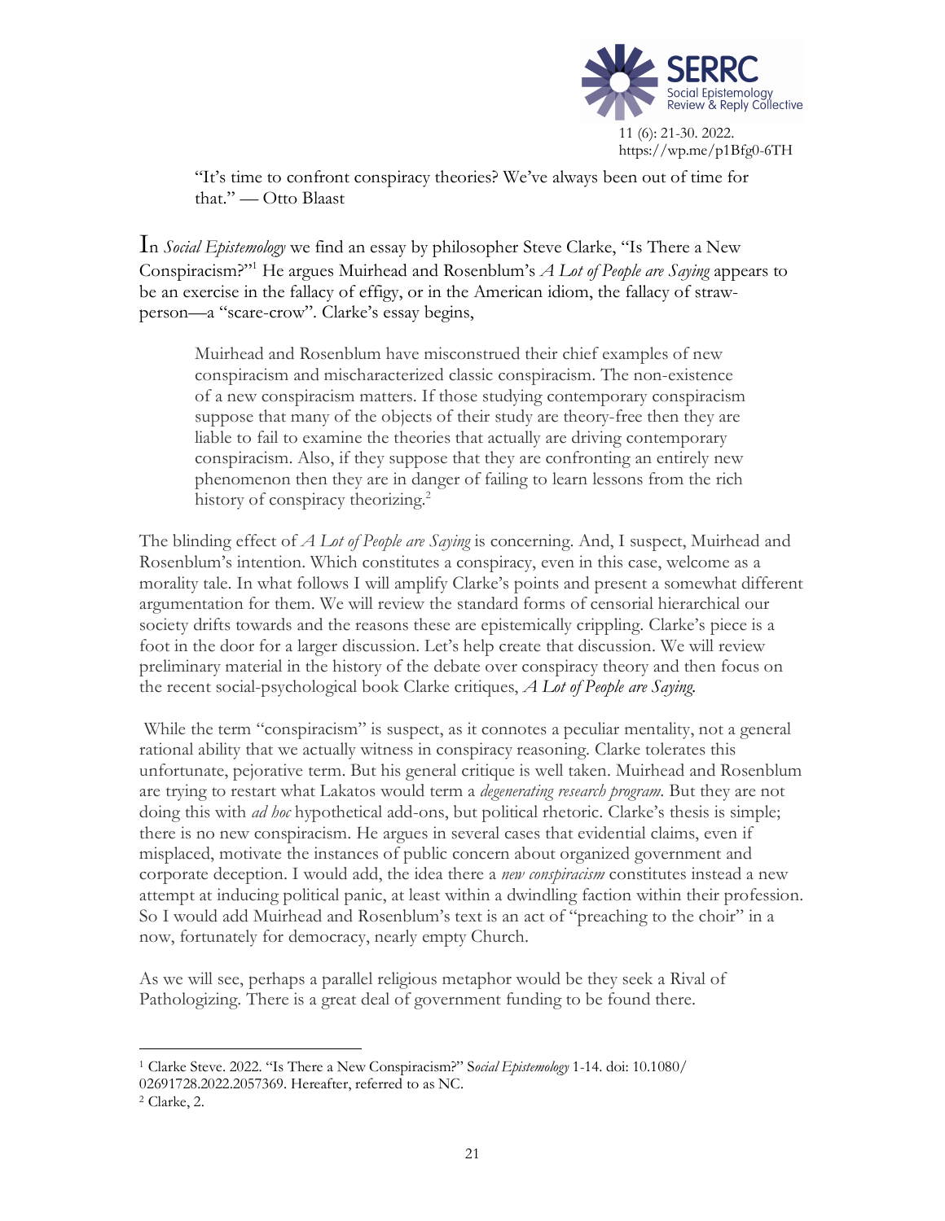"It's time to confront conspiracy theories? We've always been out of time for that." — Otto Blaast

In *Social Epistemology* we find an essay by philosopher Steve Clarke, "Is There a New Conspiracism?"[1] He argues Muirhead and Rosenblum's *A Lot of People are Saying* appears to be an exercise in the fallacy of effigy, or in the American idiom, the fallacy of straw-person—a "scare-crow". Clarke's essay begins,

> Muirhead and Rosenblum have misconstrued their chief examples of new conspiracism and mischaracterized classic conspiracism. The non-existence of a new conspiracism matters. If those studying contemporary conspiracism suppose that many of the objects of their study are theory-free then they are liable to fail to examine the theories that actually are driving contemporary conspiracism. Also, if they suppose that they are confronting an entirely new phenomenon then they are in danger of failing to learn lessons from the rich history of conspiracy theorizing.[2]

The blinding effect of *A Lot of People are Saying* is concerning. And, I suspect, Muirhead and Rosenblum's intention. Which constitutes a conspiracy, even in this case, welcome as a morality tale. In what follows I will amplify Clarke's points and present a somewhat different argumentation for them. We will review the standard forms of censorial hierarchical our society drifts towards and the reasons these are epistemically crippling. Clarke's piece is a foot in the door for a larger discussion. Let's help create that discussion. We will review preliminary material in the history of the debate over conspiracy theory and then focus on the recent social-psychological book Clarke critiques, *A Lot of People are Saying.*

While the term "conspiracism" is suspect, as it connotes a peculiar mentality, not a general rational ability that we actually witness in conspiracy reasoning. Clarke tolerates this unfortunate, pejorative term. But his general critique is well taken. Muirhead and Rosenblum are trying to restart what Lakatos would term a *degenerating research program*. But they are not doing this with *ad hoc* hypothetical add-ons, but political rhetoric. Clarke's thesis is simple; there is no new conspiracism. He argues in several cases that evidential claims, even if misplaced, motivate the instances of public concern about organized government and corporate deception. I would add, the idea there a *new conspiracism* constitutes instead a new attempt at inducing political panic, at least within a dwindling faction within their profession. So I would add Muirhead and Rosenblum's text is an act of "preaching to the choir" in a now, fortunately for democracy, nearly empty Church.

As we will see, perhaps a parallel religious metaphor would be they seek a Rival of Pathologizing. There is a great deal of government funding to be found there.

---

[1] Clarke Steve. 2022. "Is There a New Conspiracism?" S*ocial Epistemology* 1-14. doi: 10.1080/02691728.2022.2057369. Hereafter, referred to as NC.

[2] Clarke, 2.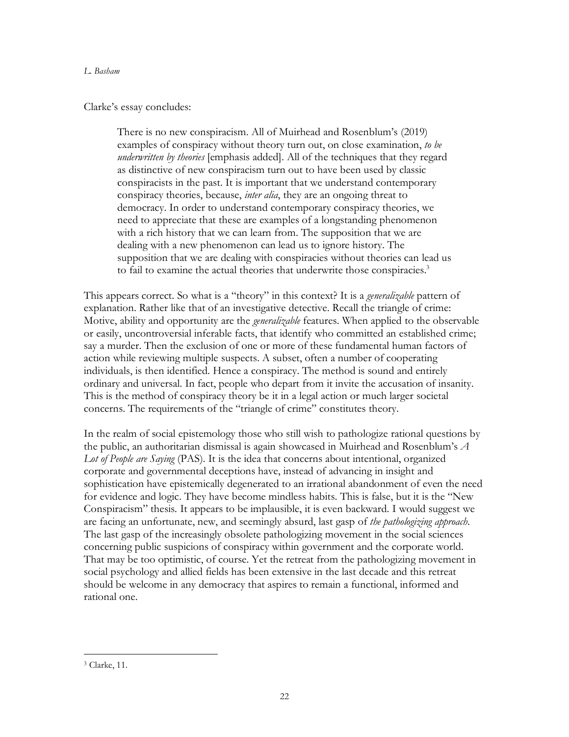Clarke's essay concludes:

> There is no new conspiracism. All of Muirhead and Rosenblum's (2019) examples of conspiracy without theory turn out, on close examination, *to be underwritten by theories* [emphasis added]. All of the techniques that they regard as distinctive of new conspiracism turn out to have been used by classic conspiracists in the past. It is important that we understand contemporary conspiracy theories, because, *inter alia*, they are an ongoing threat to democracy. In order to understand contemporary conspiracy theories, we need to appreciate that these are examples of a longstanding phenomenon with a rich history that we can learn from. The supposition that we are dealing with a new phenomenon can lead us to ignore history. The supposition that we are dealing with conspiracies without theories can lead us to fail to examine the actual theories that underwrite those conspiracies.[3]

This appears correct. So what is a "theory" in this context? It is a *generalizable* pattern of explanation. Rather like that of an investigative detective. Recall the triangle of crime: Motive, ability and opportunity are the *generalizable* features. When applied to the observable or easily, uncontroversial inferable facts, that identify who committed an established crime; say a murder. Then the exclusion of one or more of these fundamental human factors of action while reviewing multiple suspects. A subset, often a number of cooperating individuals, is then identified. Hence a conspiracy. The method is sound and entirely ordinary and universal. In fact, people who depart from it invite the accusation of insanity. This is the method of conspiracy theory be it in a legal action or much larger societal concerns. The requirements of the "triangle of crime" constitutes theory.

In the realm of social epistemology those who still wish to pathologize rational questions by the public, an authoritarian dismissal is again showcased in Muirhead and Rosenblum's *A Lot of People are Saying* (PAS). It is the idea that concerns about intentional, organized corporate and governmental deceptions have, instead of advancing in insight and sophistication have epistemically degenerated to an irrational abandonment of even the need for evidence and logic. They have become mindless habits. This is false, but it is the "New Conspiracism" thesis. It appears to be implausible, it is even backward. I would suggest we are facing an unfortunate, new, and seemingly absurd, last gasp of *the pathologizing approach*. The last gasp of the increasingly obsolete pathologizing movement in the social sciences concerning public suspicions of conspiracy within government and the corporate world. That may be too optimistic, of course. Yet the retreat from the pathologizing movement in social psychology and allied fields has been extensive in the last decade and this retreat should be welcome in any democracy that aspires to remain a functional, informed and rational one.

---

[3] Clarke, 11.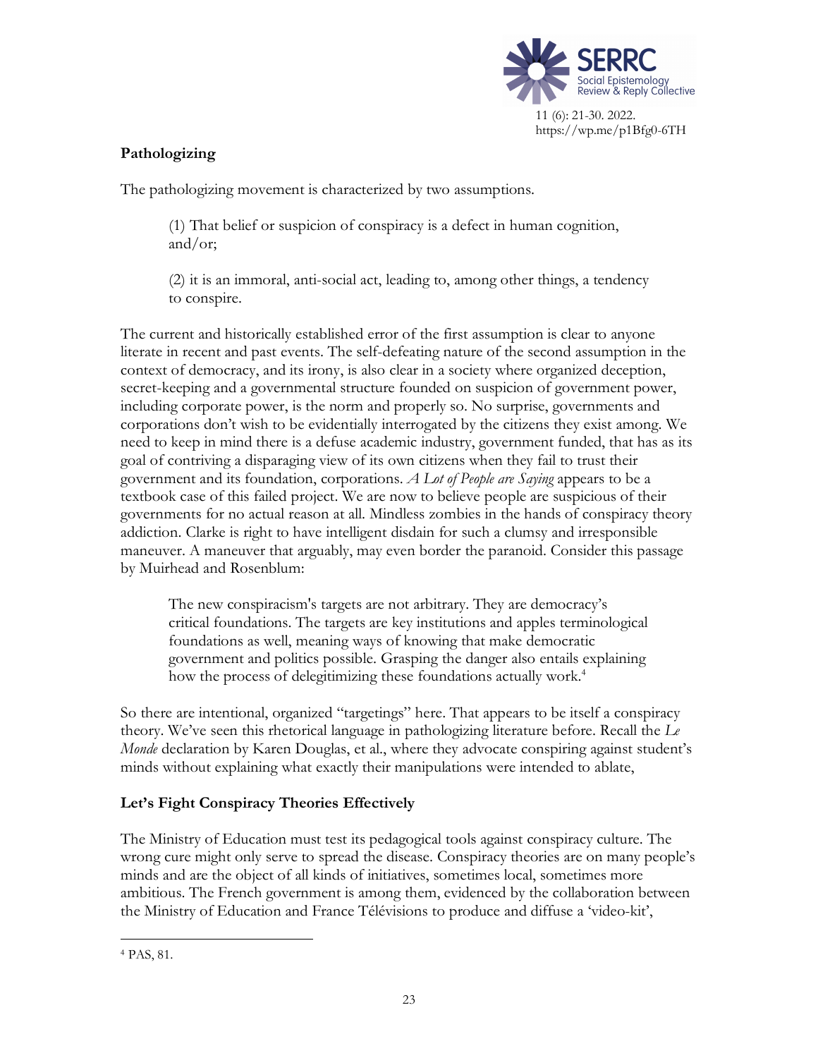**Pathologizing**

The pathologizing movement is characterized by two assumptions.

> (1) That belief or suspicion of conspiracy is a defect in human cognition, and/or;
>
> (2) it is an immoral, anti-social act, leading to, among other things, a tendency to conspire.

The current and historically established error of the first assumption is clear to anyone literate in recent and past events. The self-defeating nature of the second assumption in the context of democracy, and its irony, is also clear in a society where organized deception, secret-keeping and a governmental structure founded on suspicion of government power, including corporate power, is the norm and properly so. No surprise, governments and corporations don't wish to be evidentially interrogated by the citizens they exist among. We need to keep in mind there is a defuse academic industry, government funded, that has as its goal of contriving a disparaging view of its own citizens when they fail to trust their government and its foundation, corporations. *A Lot of People are Saying* appears to be a textbook case of this failed project. We are now to believe people are suspicious of their governments for no actual reason at all. Mindless zombies in the hands of conspiracy theory addiction. Clarke is right to have intelligent disdain for such a clumsy and irresponsible maneuver. A maneuver that arguably, may even border the paranoid. Consider this passage by Muirhead and Rosenblum:

> The new conspiracism's targets are not arbitrary. They are democracy's critical foundations. The targets are key institutions and apples terminological foundations as well, meaning ways of knowing that make democratic government and politics possible. Grasping the danger also entails explaining how the process of delegitimizing these foundations actually work.[4]

So there are intentional, organized "targetings" here. That appears to be itself a conspiracy theory. We've seen this rhetorical language in pathologizing literature before. Recall the *Le Monde* declaration by Karen Douglas, et al., where they advocate conspiring against student's minds without explaining what exactly their manipulations were intended to ablate,

**Let's Fight Conspiracy Theories Effectively**

The Ministry of Education must test its pedagogical tools against conspiracy culture. The wrong cure might only serve to spread the disease. Conspiracy theories are on many people's minds and are the object of all kinds of initiatives, sometimes local, sometimes more ambitious. The French government is among them, evidenced by the collaboration between the Ministry of Education and France Télévisions to produce and diffuse a 'video-kit',

---

[4] PAS, 81.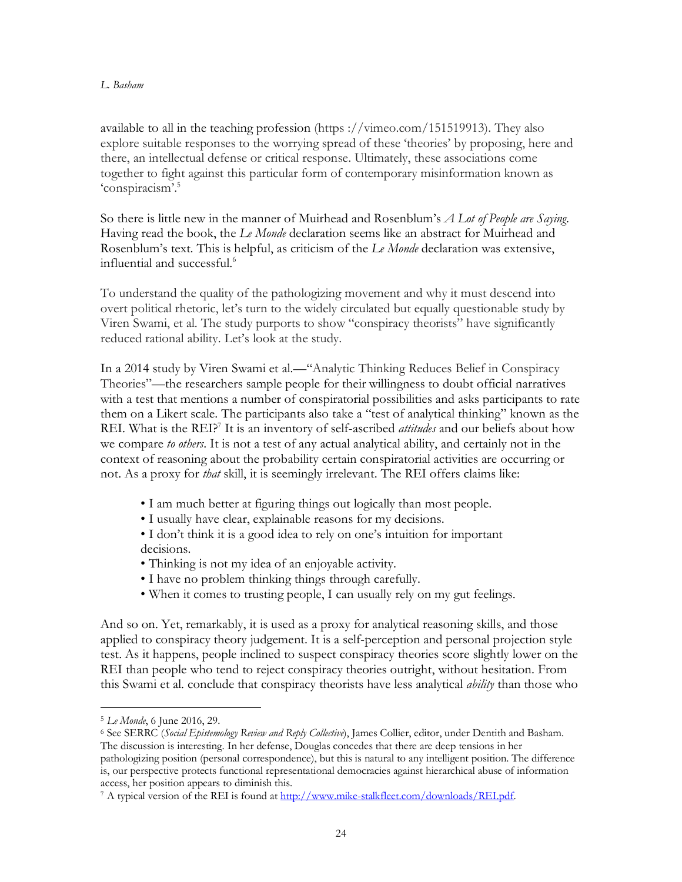available to all in the teaching profession (https ://vimeo.com/151519913). They also explore suitable responses to the worrying spread of these 'theories' by proposing, here and there, an intellectual defense or critical response. Ultimately, these associations come together to fight against this particular form of contemporary misinformation known as 'conspiracism'.[5]

So there is little new in the manner of Muirhead and Rosenblum's *A Lot of People are Saying*. Having read the book, the *Le Monde* declaration seems like an abstract for Muirhead and Rosenblum's text. This is helpful, as criticism of the *Le Monde* declaration was extensive, influential and successful.[6]

To understand the quality of the pathologizing movement and why it must descend into overt political rhetoric, let's turn to the widely circulated but equally questionable study by Viren Swami, et al. The study purports to show "conspiracy theorists" have significantly reduced rational ability. Let's look at the study.

In a 2014 study by Viren Swami et al.—"Analytic Thinking Reduces Belief in Conspiracy Theories"—the researchers sample people for their willingness to doubt official narratives with a test that mentions a number of conspiratorial possibilities and asks participants to rate them on a Likert scale. The participants also take a "test of analytical thinking" known as the REI. What is the REI?[7] It is an inventory of self-ascribed *attitudes* and our beliefs about how we compare *to others*. It is not a test of any actual analytical ability, and certainly not in the context of reasoning about the probability certain conspiratorial activities are occurring or not. As a proxy for *that* skill, it is seemingly irrelevant. The REI offers claims like:

- I am much better at figuring things out logically than most people.
- I usually have clear, explainable reasons for my decisions.
- I don't think it is a good idea to rely on one's intuition for important decisions.
- Thinking is not my idea of an enjoyable activity.
- I have no problem thinking things through carefully.
- When it comes to trusting people, I can usually rely on my gut feelings.

And so on. Yet, remarkably, it is used as a proxy for analytical reasoning skills, and those applied to conspiracy theory judgement. It is a self-perception and personal projection style test. As it happens, people inclined to suspect conspiracy theories score slightly lower on the REI than people who tend to reject conspiracy theories outright, without hesitation. From this Swami et al. conclude that conspiracy theorists have less analytical *ability* than those who

---

[5] *Le Monde*, 6 June 2016, 29.

[6] See SERRC (*Social Epistemology Review and Reply Collective*), James Collier, editor, under Dentith and Basham. The discussion is interesting. In her defense, Douglas concedes that there are deep tensions in her pathologizing position (personal correspondence), but this is natural to any intelligent position. The difference is, our perspective protects functional representational democracies against hierarchical abuse of information access, her position appears to diminish this.

[7] A typical version of the REI is found at http://www.mike-stalkfleet.com/downloads/REI.pdf.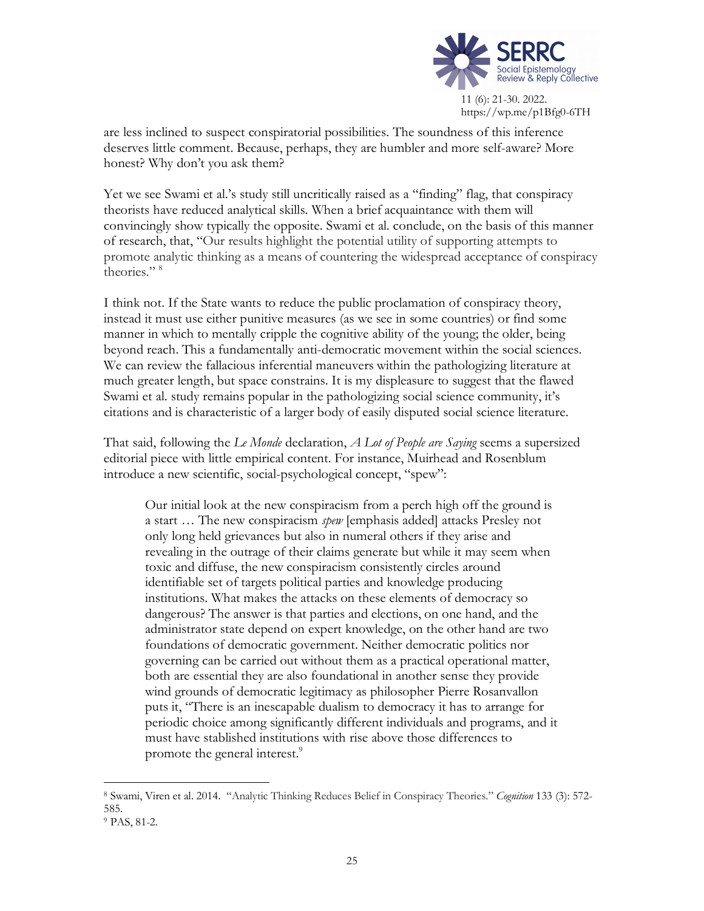are less inclined to suspect conspiratorial possibilities. The soundness of this inference deserves little comment. Because, perhaps, they are humbler and more self-aware? More honest? Why don't you ask them?

Yet we see Swami et al.'s study still uncritically raised as a "finding" flag, that conspiracy theorists have reduced analytical skills. When a brief acquaintance with them will convincingly show typically the opposite. Swami et al. conclude, on the basis of this manner of research, that, "Our results highlight the potential utility of supporting attempts to promote analytic thinking as a means of countering the widespread acceptance of conspiracy theories." [8]

I think not. If the State wants to reduce the public proclamation of conspiracy theory, instead it must use either punitive measures (as we see in some countries) or find some manner in which to mentally cripple the cognitive ability of the young; the older, being beyond reach. This a fundamentally anti-democratic movement within the social sciences. We can review the fallacious inferential maneuvers within the pathologizing literature at much greater length, but space constrains. It is my displeasure to suggest that the flawed Swami et al. study remains popular in the pathologizing social science community, it's citations and is characteristic of a larger body of easily disputed social science literature.

That said, following the *Le Monde* declaration, *A Lot of People are Saying* seems a supersized editorial piece with little empirical content. For instance, Muirhead and Rosenblum introduce a new scientific, social-psychological concept, "spew":

> Our initial look at the new conspiracism from a perch high off the ground is a start … The new conspiracism *spew* [emphasis added] attacks Presley not only long held grievances but also in numeral others if they arise and revealing in the outrage of their claims generate but while it may seem when toxic and diffuse, the new conspiracism consistently circles around identifiable set of targets political parties and knowledge producing institutions. What makes the attacks on these elements of democracy so dangerous? The answer is that parties and elections, on one hand, and the administrator state depend on expert knowledge, on the other hand are two foundations of democratic government. Neither democratic politics nor governing can be carried out without them as a practical operational matter, both are essential they are also foundational in another sense they provide wind grounds of democratic legitimacy as philosopher Pierre Rosanvallon puts it, "There is an inescapable dualism to democracy it has to arrange for periodic choice among significantly different individuals and programs, and it must have stablished institutions with rise above those differences to promote the general interest.[9]

---

[8] Swami, Viren et al. 2014. "Analytic Thinking Reduces Belief in Conspiracy Theories." *Cognition* 133 (3): 572-585.

[9] PAS, 81-2.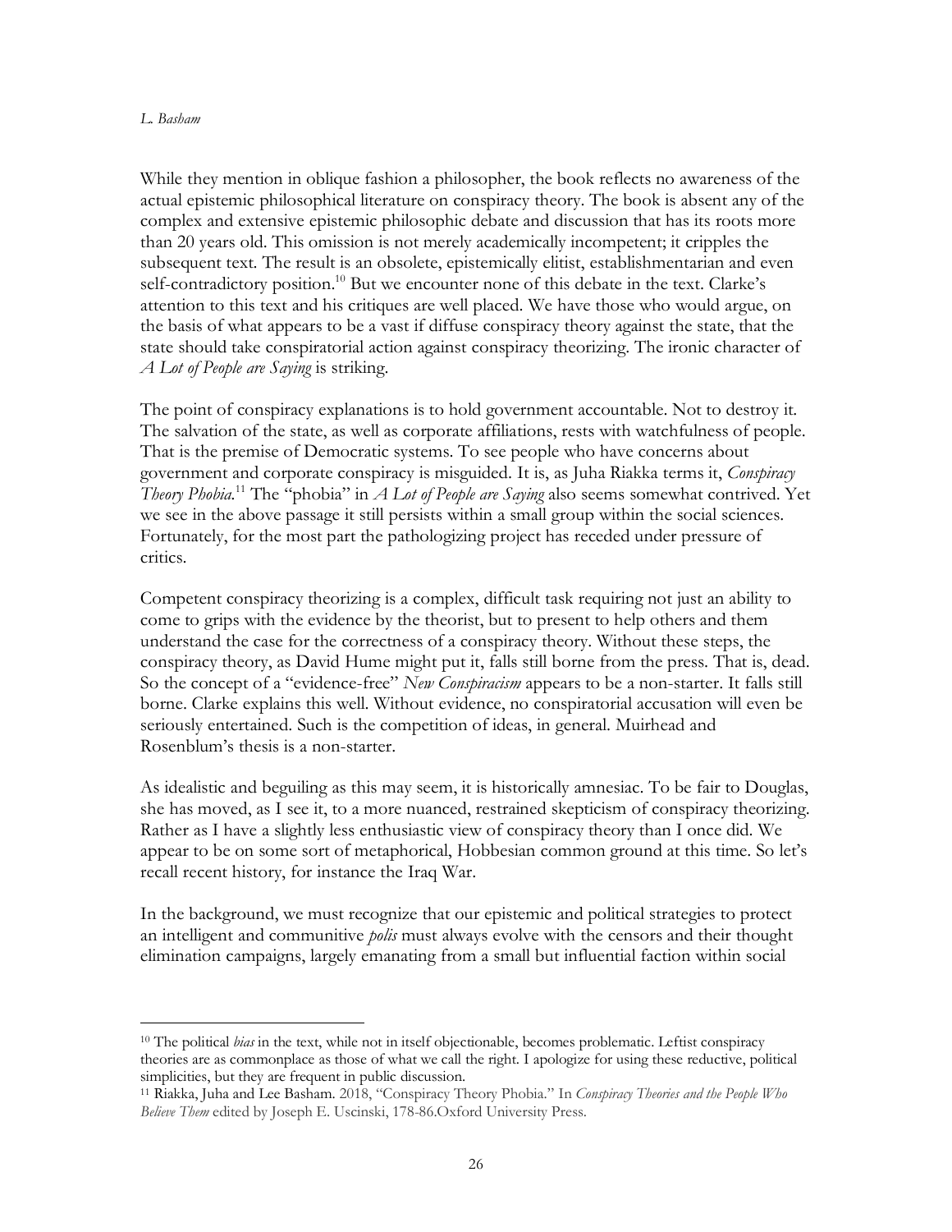While they mention in oblique fashion a philosopher, the book reflects no awareness of the actual epistemic philosophical literature on conspiracy theory. The book is absent any of the complex and extensive epistemic philosophic debate and discussion that has its roots more than 20 years old. This omission is not merely academically incompetent; it cripples the subsequent text. The result is an obsolete, epistemically elitist, establishmentarian and even self-contradictory position.[10] But we encounter none of this debate in the text. Clarke's attention to this text and his critiques are well placed. We have those who would argue, on the basis of what appears to be a vast if diffuse conspiracy theory against the state, that the state should take conspiratorial action against conspiracy theorizing. The ironic character of *A Lot of People are Saying* is striking.

The point of conspiracy explanations is to hold government accountable. Not to destroy it. The salvation of the state, as well as corporate affiliations, rests with watchfulness of people. That is the premise of Democratic systems. To see people who have concerns about government and corporate conspiracy is misguided. It is, as Juha Riakka terms it, *Conspiracy Theory Phobia*.[11] The "phobia" in *A Lot of People are Saying* also seems somewhat contrived. Yet we see in the above passage it still persists within a small group within the social sciences. Fortunately, for the most part the pathologizing project has receded under pressure of critics.

Competent conspiracy theorizing is a complex, difficult task requiring not just an ability to come to grips with the evidence by the theorist, but to present to help others and them understand the case for the correctness of a conspiracy theory. Without these steps, the conspiracy theory, as David Hume might put it, falls still borne from the press. That is, dead. So the concept of a "evidence-free" *New Conspiracism* appears to be a non-starter. It falls still borne. Clarke explains this well. Without evidence, no conspiratorial accusation will even be seriously entertained. Such is the competition of ideas, in general. Muirhead and Rosenblum's thesis is a non-starter.

As idealistic and beguiling as this may seem, it is historically amnesiac. To be fair to Douglas, she has moved, as I see it, to a more nuanced, restrained skepticism of conspiracy theorizing. Rather as I have a slightly less enthusiastic view of conspiracy theory than I once did. We appear to be on some sort of metaphorical, Hobbesian common ground at this time. So let's recall recent history, for instance the Iraq War.

In the background, we must recognize that our epistemic and political strategies to protect an intelligent and communitive *polis* must always evolve with the censors and their thought elimination campaigns, largely emanating from a small but influential faction within social

---

[10] The political *bias* in the text, while not in itself objectionable, becomes problematic. Leftist conspiracy theories are as commonplace as those of what we call the right. I apologize for using these reductive, political simplicities, but they are frequent in public discussion.

[11] Riakka, Juha and Lee Basham. 2018, "Conspiracy Theory Phobia." In *Conspiracy Theories and the People Who Believe Them* edited by Joseph E. Uscinski, 178-86.Oxford University Press.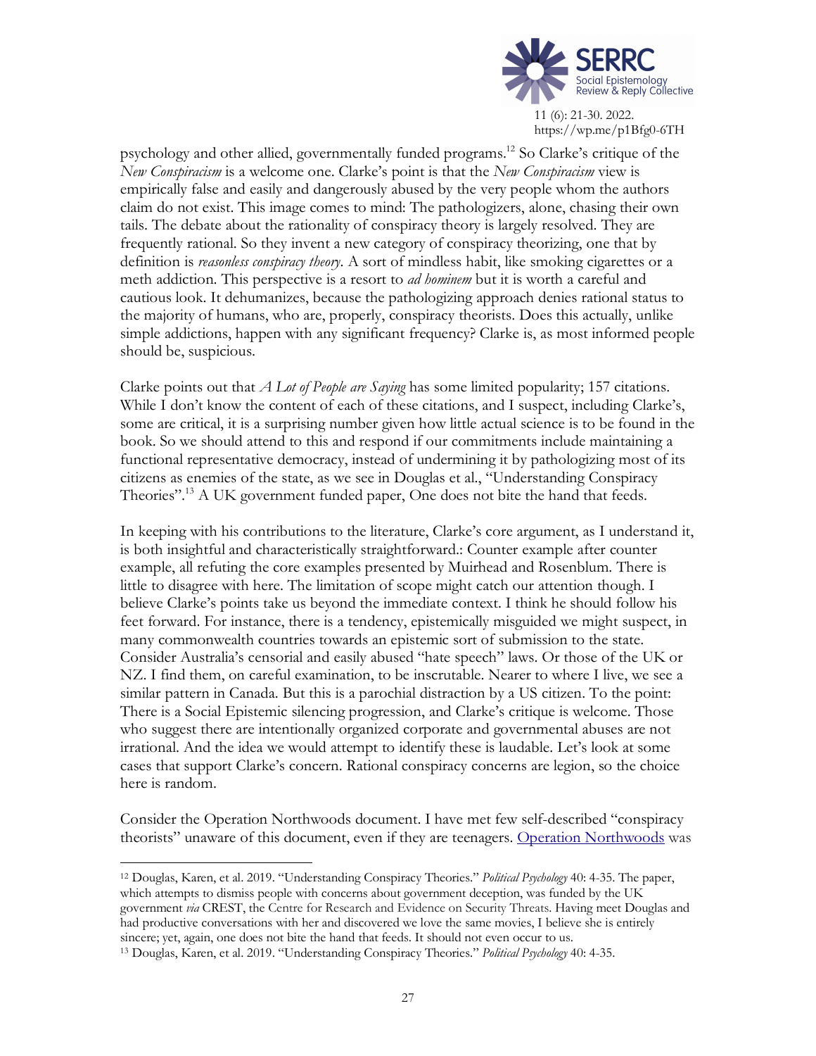psychology and other allied, governmentally funded programs.[12] So Clarke's critique of the *New Conspiracism* is a welcome one. Clarke's point is that the *New Conspiracism* view is empirically false and easily and dangerously abused by the very people whom the authors claim do not exist. This image comes to mind: The pathologizers, alone, chasing their own tails. The debate about the rationality of conspiracy theory is largely resolved. They are frequently rational. So they invent a new category of conspiracy theorizing, one that by definition is *reasonless conspiracy theory*. A sort of mindless habit, like smoking cigarettes or a meth addiction. This perspective is a resort to *ad hominem* but it is worth a careful and cautious look. It dehumanizes, because the pathologizing approach denies rational status to the majority of humans, who are, properly, conspiracy theorists. Does this actually, unlike simple addictions, happen with any significant frequency? Clarke is, as most informed people should be, suspicious.

Clarke points out that *A Lot of People are Saying* has some limited popularity; 157 citations. While I don't know the content of each of these citations, and I suspect, including Clarke's, some are critical, it is a surprising number given how little actual science is to be found in the book. So we should attend to this and respond if our commitments include maintaining a functional representative democracy, instead of undermining it by pathologizing most of its citizens as enemies of the state, as we see in Douglas et al., "Understanding Conspiracy Theories".[13] A UK government funded paper, One does not bite the hand that feeds.

In keeping with his contributions to the literature, Clarke's core argument, as I understand it, is both insightful and characteristically straightforward.: Counter example after counter example, all refuting the core examples presented by Muirhead and Rosenblum. There is little to disagree with here. The limitation of scope might catch our attention though. I believe Clarke's points take us beyond the immediate context. I think he should follow his feet forward. For instance, there is a tendency, epistemically misguided we might suspect, in many commonwealth countries towards an epistemic sort of submission to the state. Consider Australia's censorial and easily abused "hate speech" laws. Or those of the UK or NZ. I find them, on careful examination, to be inscrutable. Nearer to where I live, we see a similar pattern in Canada. But this is a parochial distraction by a US citizen. To the point: There is a Social Epistemic silencing progression, and Clarke's critique is welcome. Those who suggest there are intentionally organized corporate and governmental abuses are not irrational. And the idea we would attempt to identify these is laudable. Let's look at some cases that support Clarke's concern. Rational conspiracy concerns are legion, so the choice here is random.

Consider the Operation Northwoods document. I have met few self-described "conspiracy theorists" unaware of this document, even if they are teenagers. Operation Northwoods was

---

[12] Douglas, Karen, et al. 2019. "Understanding Conspiracy Theories." *Political Psychology* 40: 4-35. The paper, which attempts to dismiss people with concerns about government deception, was funded by the UK government *via* CREST, the Centre for Research and Evidence on Security Threats. Having meet Douglas and had productive conversations with her and discovered we love the same movies, I believe she is entirely sincere; yet, again, one does not bite the hand that feeds. It should not even occur to us.

[13] Douglas, Karen, et al. 2019. "Understanding Conspiracy Theories." *Political Psychology* 40: 4-35.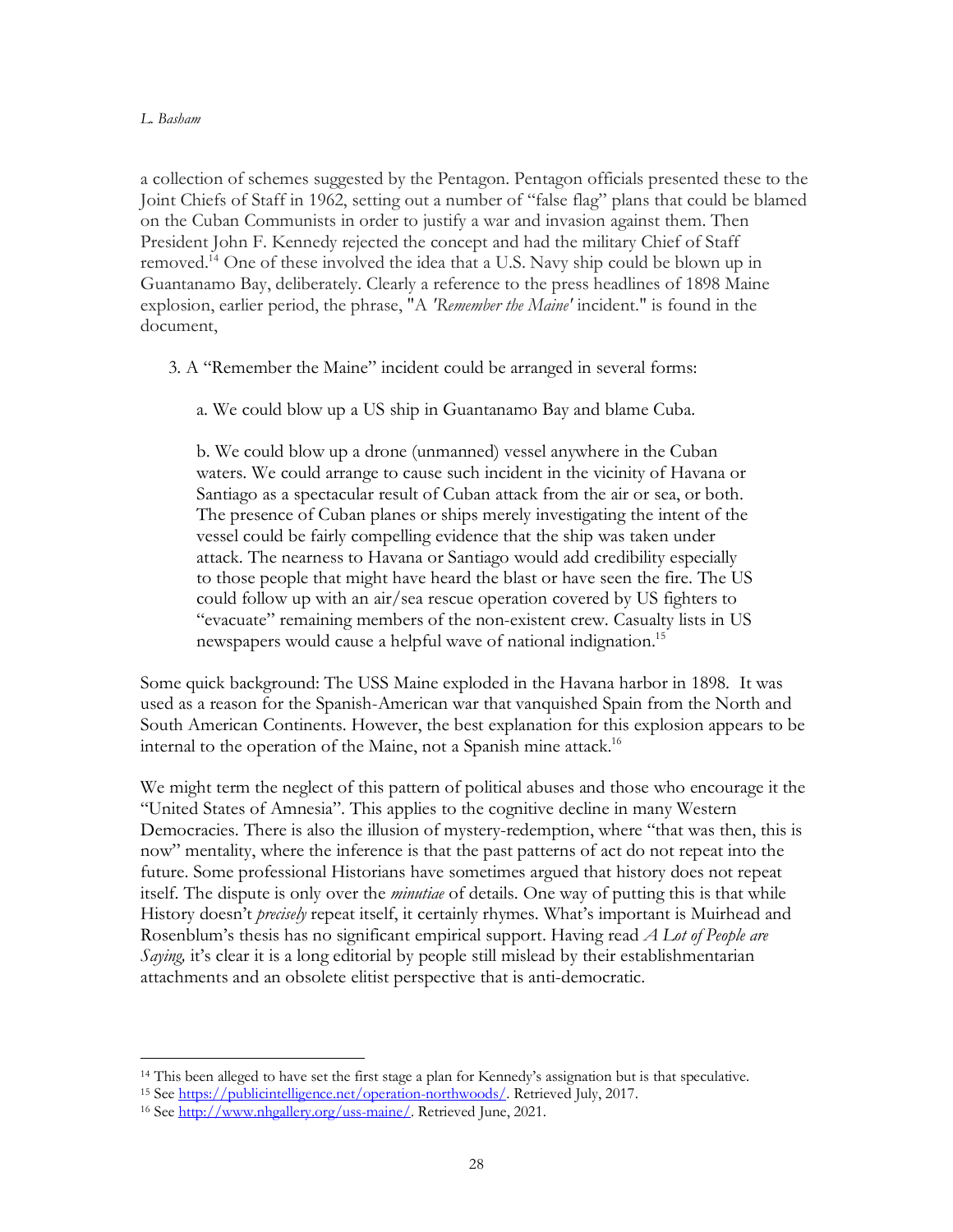a collection of schemes suggested by the Pentagon. Pentagon officials presented these to the Joint Chiefs of Staff in 1962, setting out a number of "false flag" plans that could be blamed on the Cuban Communists in order to justify a war and invasion against them. Then President John F. Kennedy rejected the concept and had the military Chief of Staff removed.[14] One of these involved the idea that a U.S. Navy ship could be blown up in Guantanamo Bay, deliberately. Clearly a reference to the press headlines of 1898 Maine explosion, earlier period, the phrase, "A *'Remember the Maine'* incident." is found in the document,

> 3. A "Remember the Maine" incident could be arranged in several forms:
>
> a. We could blow up a US ship in Guantanamo Bay and blame Cuba.
>
> b. We could blow up a drone (unmanned) vessel anywhere in the Cuban waters. We could arrange to cause such incident in the vicinity of Havana or Santiago as a spectacular result of Cuban attack from the air or sea, or both. The presence of Cuban planes or ships merely investigating the intent of the vessel could be fairly compelling evidence that the ship was taken under attack. The nearness to Havana or Santiago would add credibility especially to those people that might have heard the blast or have seen the fire. The US could follow up with an air/sea rescue operation covered by US fighters to "evacuate" remaining members of the non-existent crew. Casualty lists in US newspapers would cause a helpful wave of national indignation.[15]

Some quick background: The USS Maine exploded in the Havana harbor in 1898. It was used as a reason for the Spanish-American war that vanquished Spain from the North and South American Continents. However, the best explanation for this explosion appears to be internal to the operation of the Maine, not a Spanish mine attack.[16]

We might term the neglect of this pattern of political abuses and those who encourage it the "United States of Amnesia". This applies to the cognitive decline in many Western Democracies. There is also the illusion of mystery-redemption, where "that was then, this is now" mentality, where the inference is that the past patterns of act do not repeat into the future. Some professional Historians have sometimes argued that history does not repeat itself. The dispute is only over the *minutiae* of details. One way of putting this is that while History doesn't *precisely* repeat itself, it certainly rhymes. What's important is Muirhead and Rosenblum's thesis has no significant empirical support. Having read *A Lot of People are Saying,* it's clear it is a long editorial by people still mislead by their establishmentarian attachments and an obsolete elitist perspective that is anti-democratic.

---

[14] This been alleged to have set the first stage a plan for Kennedy's assignation but is that speculative.

[15] See https://publicintelligence.net/operation-northwoods/. Retrieved July, 2017.

[16] See http://www.nhgallery.org/uss-maine/. Retrieved June, 2021.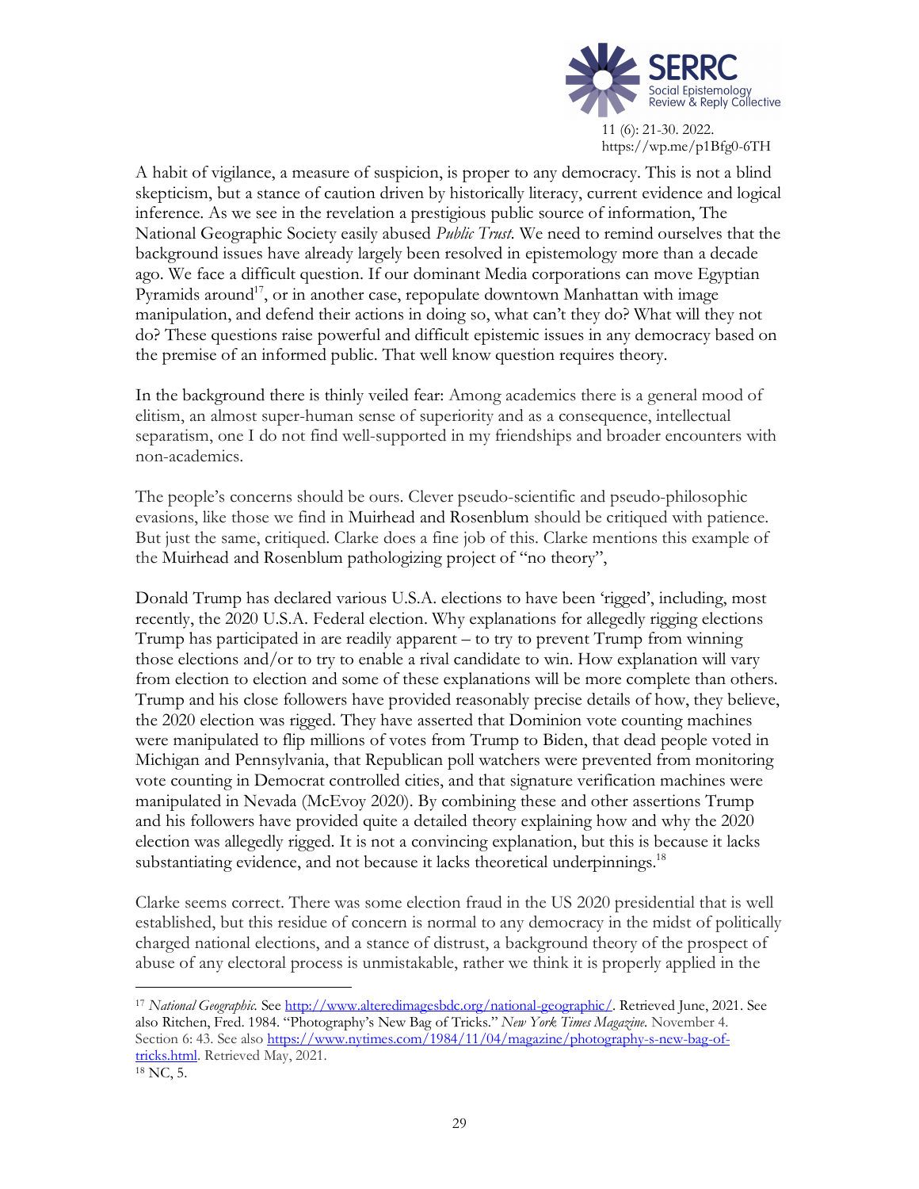A habit of vigilance, a measure of suspicion, is proper to any democracy. This is not a blind skepticism, but a stance of caution driven by historically literacy, current evidence and logical inference. As we see in the revelation a prestigious public source of information, The National Geographic Society easily abused *Public Trust*. We need to remind ourselves that the background issues have already largely been resolved in epistemology more than a decade ago. We face a difficult question. If our dominant Media corporations can move Egyptian Pyramids around[17], or in another case, repopulate downtown Manhattan with image manipulation, and defend their actions in doing so, what can't they do? What will they not do? These questions raise powerful and difficult epistemic issues in any democracy based on the premise of an informed public. That well know question requires theory.

In the background there is thinly veiled fear: Among academics there is a general mood of elitism, an almost super-human sense of superiority and as a consequence, intellectual separatism, one I do not find well-supported in my friendships and broader encounters with non-academics.

The people's concerns should be ours. Clever pseudo-scientific and pseudo-philosophic evasions, like those we find in Muirhead and Rosenblum should be critiqued with patience. But just the same, critiqued. Clarke does a fine job of this. Clarke mentions this example of the Muirhead and Rosenblum pathologizing project of "no theory",

Donald Trump has declared various U.S.A. elections to have been 'rigged', including, most recently, the 2020 U.S.A. Federal election. Why explanations for allegedly rigging elections Trump has participated in are readily apparent – to try to prevent Trump from winning those elections and/or to try to enable a rival candidate to win. How explanation will vary from election to election and some of these explanations will be more complete than others. Trump and his close followers have provided reasonably precise details of how, they believe, the 2020 election was rigged. They have asserted that Dominion vote counting machines were manipulated to flip millions of votes from Trump to Biden, that dead people voted in Michigan and Pennsylvania, that Republican poll watchers were prevented from monitoring vote counting in Democrat controlled cities, and that signature verification machines were manipulated in Nevada (McEvoy 2020). By combining these and other assertions Trump and his followers have provided quite a detailed theory explaining how and why the 2020 election was allegedly rigged. It is not a convincing explanation, but this is because it lacks substantiating evidence, and not because it lacks theoretical underpinnings.[18]

Clarke seems correct. There was some election fraud in the US 2020 presidential that is well established, but this residue of concern is normal to any democracy in the midst of politically charged national elections, and a stance of distrust, a background theory of the prospect of abuse of any electoral process is unmistakable, rather we think it is properly applied in the

---

[17] *National Geographic*. See http://www.alteredimagesbdc.org/national-geographic/. Retrieved June, 2021. See also Ritchen, Fred. 1984. "Photography's New Bag of Tricks." *New York Times Magazine*. November 4. Section 6: 43. See also https://www.nytimes.com/1984/11/04/magazine/photography-s-new-bag-of-tricks.html. Retrieved May, 2021.

[18] NC, 5.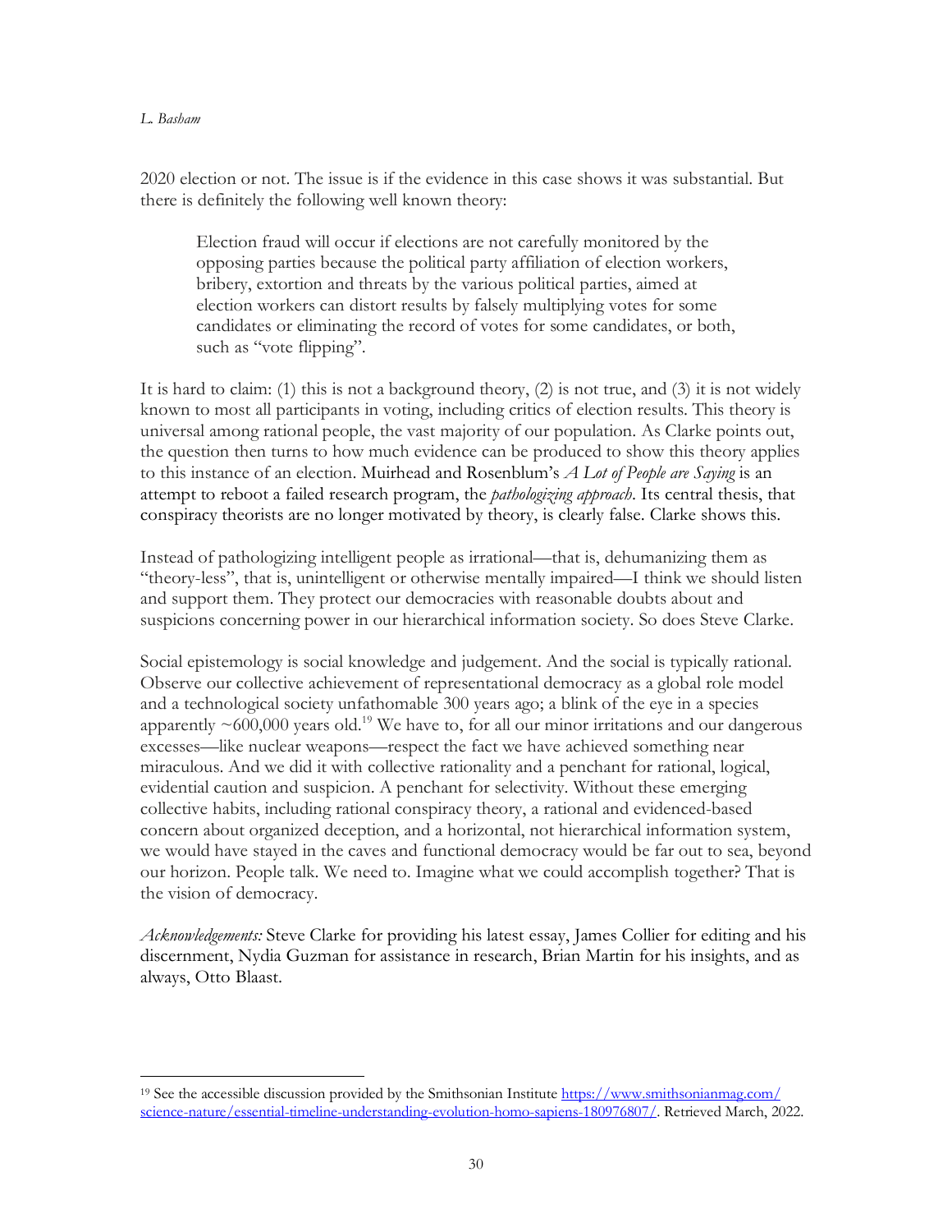2020 election or not. The issue is if the evidence in this case shows it was substantial. But there is definitely the following well known theory:

> Election fraud will occur if elections are not carefully monitored by the opposing parties because the political party affiliation of election workers, bribery, extortion and threats by the various political parties, aimed at election workers can distort results by falsely multiplying votes for some candidates or eliminating the record of votes for some candidates, or both, such as "vote flipping".

It is hard to claim: (1) this is not a background theory, (2) is not true, and (3) it is not widely known to most all participants in voting, including critics of election results. This theory is universal among rational people, the vast majority of our population. As Clarke points out, the question then turns to how much evidence can be produced to show this theory applies to this instance of an election. Muirhead and Rosenblum's *A Lot of People are Saying* is an attempt to reboot a failed research program, the *pathologizing approach*. Its central thesis, that conspiracy theorists are no longer motivated by theory, is clearly false. Clarke shows this.

Instead of pathologizing intelligent people as irrational—that is, dehumanizing them as "theory-less", that is, unintelligent or otherwise mentally impaired—I think we should listen and support them. They protect our democracies with reasonable doubts about and suspicions concerning power in our hierarchical information society. So does Steve Clarke.

Social epistemology is social knowledge and judgement. And the social is typically rational. Observe our collective achievement of representational democracy as a global role model and a technological society unfathomable 300 years ago; a blink of the eye in a species apparently ~600,000 years old.[19] We have to, for all our minor irritations and our dangerous excesses—like nuclear weapons—respect the fact we have achieved something near miraculous. And we did it with collective rationality and a penchant for rational, logical, evidential caution and suspicion. A penchant for selectivity. Without these emerging collective habits, including rational conspiracy theory, a rational and evidenced-based concern about organized deception, and a horizontal, not hierarchical information system, we would have stayed in the caves and functional democracy would be far out to sea, beyond our horizon. People talk. We need to. Imagine what we could accomplish together? That is the vision of democracy.

*Acknowledgements:* Steve Clarke for providing his latest essay, James Collier for editing and his discernment, Nydia Guzman for assistance in research, Brian Martin for his insights, and as always, Otto Blaast.

---

[19] See the accessible discussion provided by the Smithsonian Institute https://www.smithsonianmag.com/science-nature/essential-timeline-understanding-evolution-homo-sapiens-180976807/. Retrieved March, 2022.